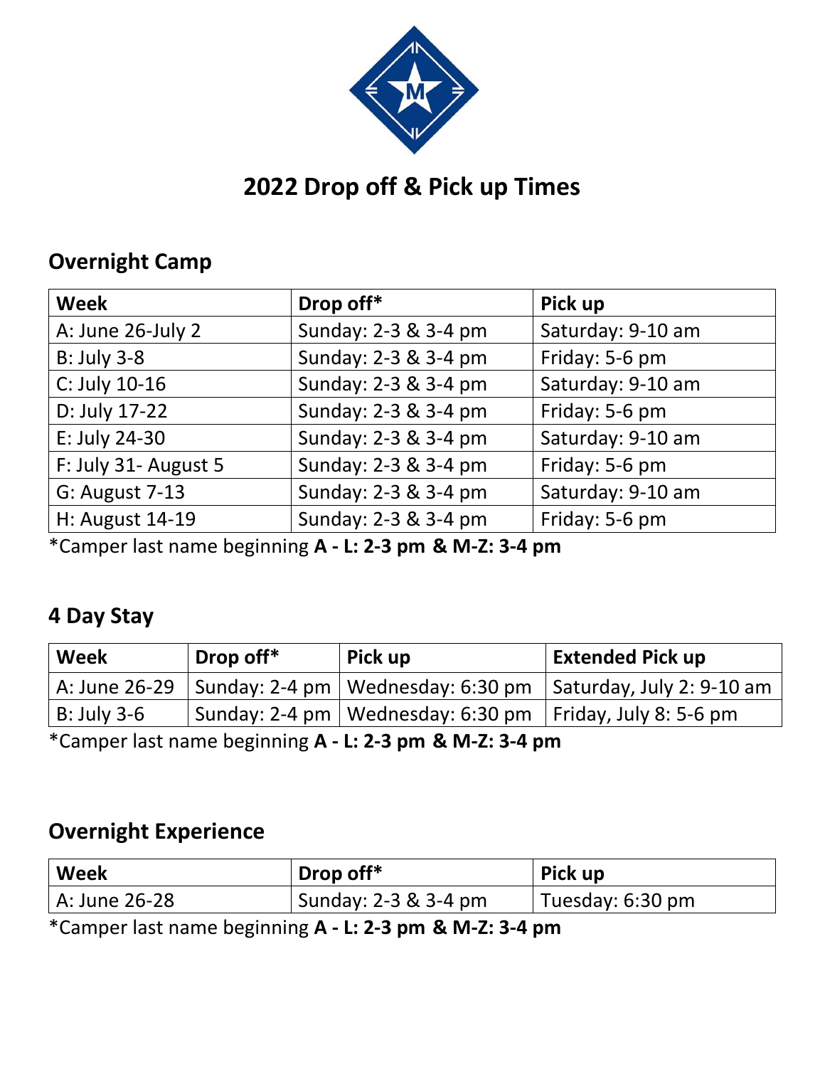# 2022 Drop off & Pick up Times

## Overnight Camp

| Week | Drop off* | Pick up |
|---|---|---|
| A: June 26-July 2 | Sunday: 2-3 & 3-4 pm | Saturday: 9-10 am |
| B: July 3-8 | Sunday: 2-3 & 3-4 pm | Friday: 5-6 pm |
| C: July 10-16 | Sunday: 2-3 & 3-4 pm | Saturday: 9-10 am |
| D: July 17-22 | Sunday: 2-3 & 3-4 pm | Friday: 5-6 pm |
| E: July 24-30 | Sunday: 2-3 & 3-4 pm | Saturday: 9-10 am |
| F: July 31- August 5 | Sunday: 2-3 & 3-4 pm | Friday: 5-6 pm |
| G: August 7-13 | Sunday: 2-3 & 3-4 pm | Saturday: 9-10 am |
| H: August 14-19 | Sunday: 2-3 & 3-4 pm | Friday: 5-6 pm |

*Camper last name beginning **A - L: 2-3 pm & M-Z: 3-4 pm**

## 4 Day Stay

| Week | Drop off* | Pick up | Extended Pick up |
|---|---|---|---|
| A: June 26-29 | Sunday: 2-4 pm | Wednesday: 6:30 pm | Saturday, July 2: 9-10 am |
| B: July 3-6 | Sunday: 2-4 pm | Wednesday: 6:30 pm | Friday, July 8: 5-6 pm |

*Camper last name beginning **A - L: 2-3 pm & M-Z: 3-4 pm**

## Overnight Experience

| Week | Drop off* | Pick up |
|---|---|---|
| A: June 26-28 | Sunday: 2-3 & 3-4 pm | Tuesday: 6:30 pm |

*Camper last name beginning **A - L: 2-3 pm & M-Z: 3-4 pm**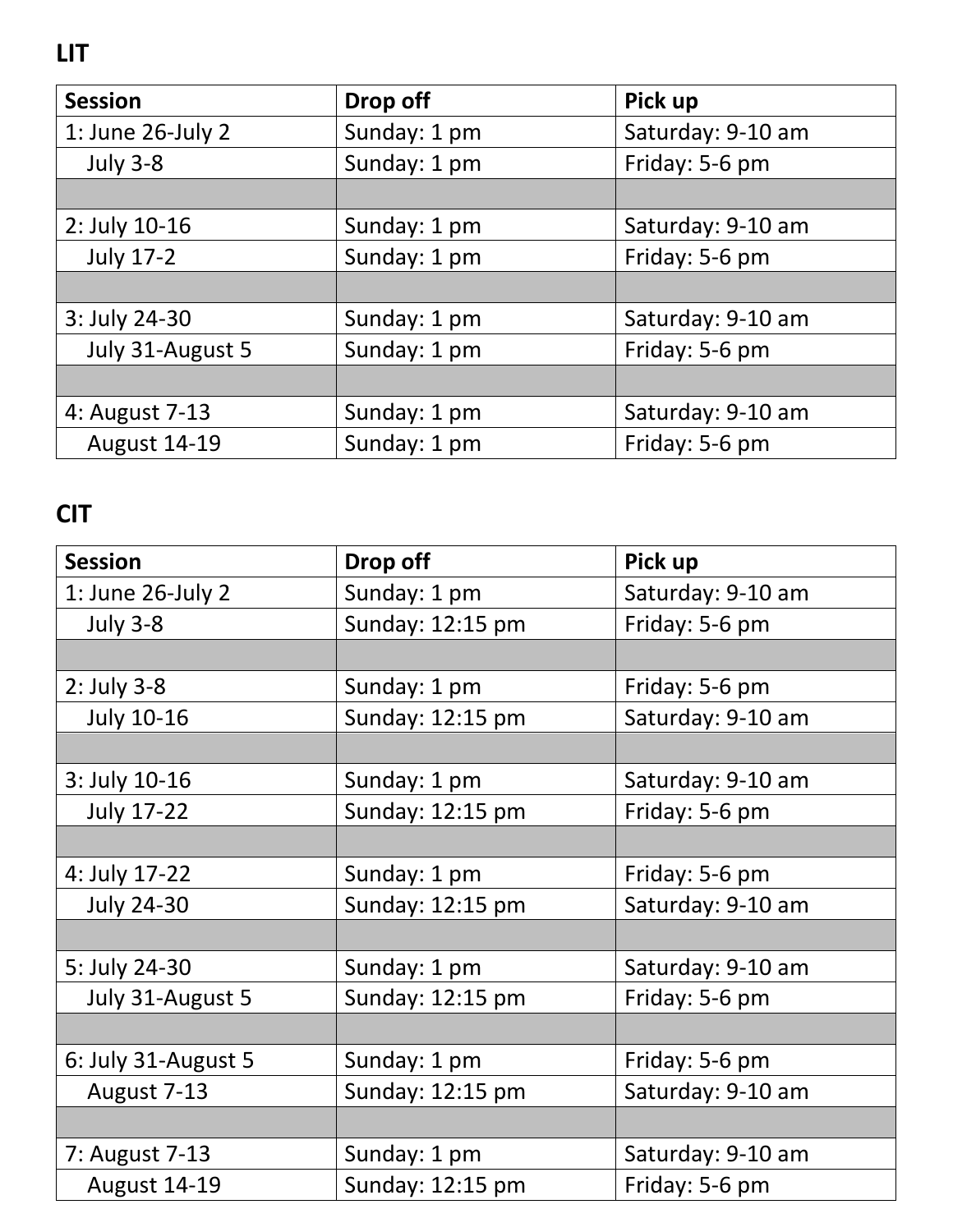## LIT

| Session | Drop off | Pick up |
|---|---|---|
| 1: June 26-July 2 | Sunday: 1 pm | Saturday: 9-10 am |
| July 3-8 | Sunday: 1 pm | Friday: 5-6 pm |
| | | |
| 2: July 10-16 | Sunday: 1 pm | Saturday: 9-10 am |
| July 17-2 | Sunday: 1 pm | Friday: 5-6 pm |
| | | |
| 3: July 24-30 | Sunday: 1 pm | Saturday: 9-10 am |
| July 31-August 5 | Sunday: 1 pm | Friday: 5-6 pm |
| | | |
| 4: August 7-13 | Sunday: 1 pm | Saturday: 9-10 am |
| August 14-19 | Sunday: 1 pm | Friday: 5-6 pm |

## CIT

| Session | Drop off | Pick up |
|---|---|---|
| 1: June 26-July 2 | Sunday: 1 pm | Saturday: 9-10 am |
| July 3-8 | Sunday: 12:15 pm | Friday: 5-6 pm |
| | | |
| 2: July 3-8 | Sunday: 1 pm | Friday: 5-6 pm |
| July 10-16 | Sunday: 12:15 pm | Saturday: 9-10 am |
| | | |
| 3: July 10-16 | Sunday: 1 pm | Saturday: 9-10 am |
| July 17-22 | Sunday: 12:15 pm | Friday: 5-6 pm |
| | | |
| 4: July 17-22 | Sunday: 1 pm | Friday: 5-6 pm |
| July 24-30 | Sunday: 12:15 pm | Saturday: 9-10 am |
| | | |
| 5: July 24-30 | Sunday: 1 pm | Saturday: 9-10 am |
| July 31-August 5 | Sunday: 12:15 pm | Friday: 5-6 pm |
| | | |
| 6: July 31-August 5 | Sunday: 1 pm | Friday: 5-6 pm |
| August 7-13 | Sunday: 12:15 pm | Saturday: 9-10 am |
| | | |
| 7: August 7-13 | Sunday: 1 pm | Saturday: 9-10 am |
| August 14-19 | Sunday: 12:15 pm | Friday: 5-6 pm |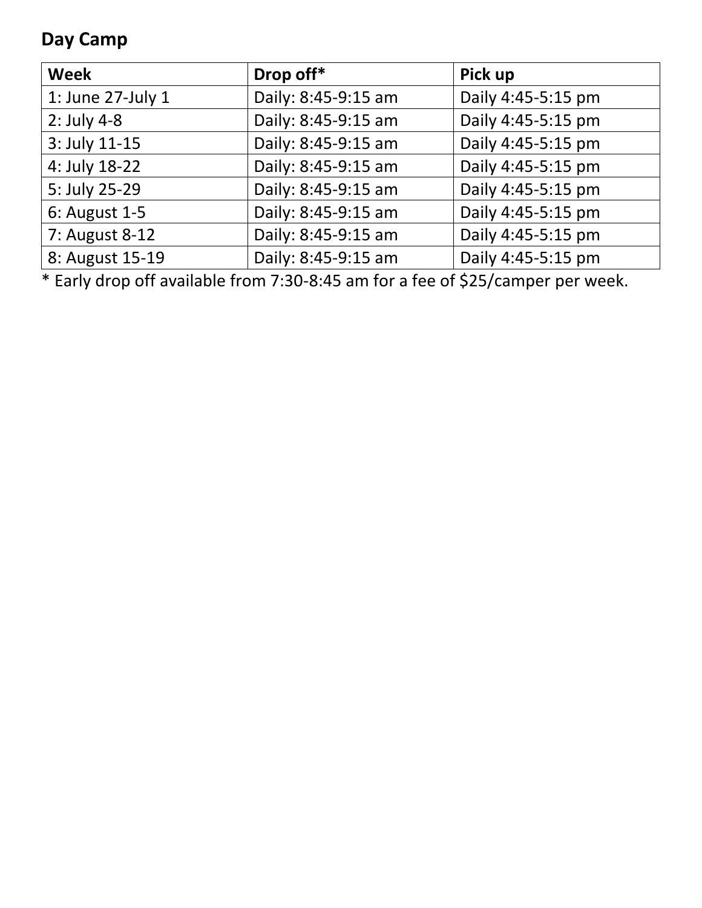## Day Camp

| Week | Drop off* | Pick up |
|---|---|---|
| 1: June 27-July 1 | Daily: 8:45-9:15 am | Daily 4:45-5:15 pm |
| 2: July 4-8 | Daily: 8:45-9:15 am | Daily 4:45-5:15 pm |
| 3: July 11-15 | Daily: 8:45-9:15 am | Daily 4:45-5:15 pm |
| 4: July 18-22 | Daily: 8:45-9:15 am | Daily 4:45-5:15 pm |
| 5: July 25-29 | Daily: 8:45-9:15 am | Daily 4:45-5:15 pm |
| 6: August 1-5 | Daily: 8:45-9:15 am | Daily 4:45-5:15 pm |
| 7: August 8-12 | Daily: 8:45-9:15 am | Daily 4:45-5:15 pm |
| 8: August 15-19 | Daily: 8:45-9:15 am | Daily 4:45-5:15 pm |

* Early drop off available from 7:30-8:45 am for a fee of $25/camper per week.